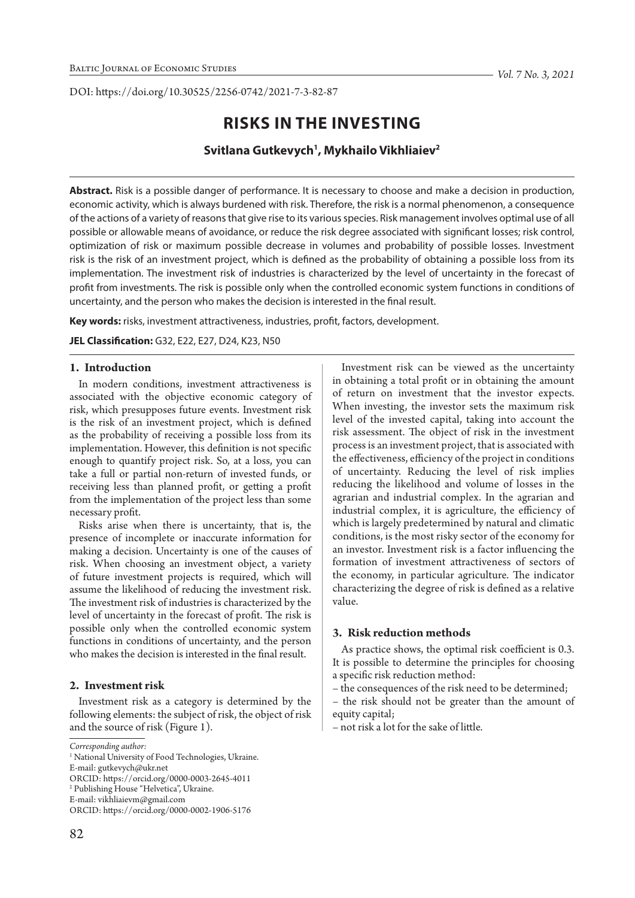DOI: https://doi.org/10.30525/2256-0742/2021-7-3-82-87

# RISKS IN THE INVESTING

**Svitlana Gutkevych[1], Mykhailo Vikhliaiev[2]**

**Abstract.** Risk is a possible danger of performance. It is necessary to choose and make a decision in production, economic activity, which is always burdened with risk. Therefore, the risk is a normal phenomenon, a consequence of the actions of a variety of reasons that give rise to its various species. Risk management involves optimal use of all possible or allowable means of avoidance, or reduce the risk degree associated with significant losses; risk control, optimization of risk or maximum possible decrease in volumes and probability of possible losses. Investment risk is the risk of an investment project, which is defined as the probability of obtaining a possible loss from its implementation. The investment risk of industries is characterized by the level of uncertainty in the forecast of profit from investments. The risk is possible only when the controlled economic system functions in conditions of uncertainty, and the person who makes the decision is interested in the final result.

**Key words:** risks, investment attractiveness, industries, profit, factors, development.

**JEL Classification:** G32, E22, E27, D24, K23, N50

## 1. Introduction

In modern conditions, investment attractiveness is associated with the objective economic category of risk, which presupposes future events. Investment risk is the risk of an investment project, which is defined as the probability of receiving a possible loss from its implementation. However, this definition is not specific enough to quantify project risk. So, at a loss, you can take a full or partial non-return of invested funds, or receiving less than planned profit, or getting a profit from the implementation of the project less than some necessary profit.

Risks arise when there is uncertainty, that is, the presence of incomplete or inaccurate information for making a decision. Uncertainty is one of the causes of risk. When choosing an investment object, a variety of future investment projects is required, which will assume the likelihood of reducing the investment risk. The investment risk of industries is characterized by the level of uncertainty in the forecast of profit. The risk is possible only when the controlled economic system functions in conditions of uncertainty, and the person who makes the decision is interested in the final result.

## 2. Investment risk

Investment risk as a category is determined by the following elements: the subject of risk, the object of risk and the source of risk (Figure 1).

Investment risk can be viewed as the uncertainty in obtaining a total profit or in obtaining the amount of return on investment that the investor expects. When investing, the investor sets the maximum risk level of the invested capital, taking into account the risk assessment. The object of risk in the investment process is an investment project, that is associated with the effectiveness, efficiency of the project in conditions of uncertainty. Reducing the level of risk implies reducing the likelihood and volume of losses in the agrarian and industrial complex. In the agrarian and industrial complex, it is agriculture, the efficiency of which is largely predetermined by natural and climatic conditions, is the most risky sector of the economy for an investor. Investment risk is a factor influencing the formation of investment attractiveness of sectors of the economy, in particular agriculture. The indicator characterizing the degree of risk is defined as a relative value.

## 3. Risk reduction methods

As practice shows, the optimal risk coefficient is 0.3. It is possible to determine the principles for choosing a specific risk reduction method:

– the consequences of the risk need to be determined;
– the risk should not be greater than the amount of equity capital;
– not risk a lot for the sake of little.

*Corresponding author:*
[1] National University of Food Technologies, Ukraine.
E-mail: gutkevych@ukr.net
ORCID: https://orcid.org/0000-0003-2645-4011
[2] Publishing House "Helvetica", Ukraine.
E-mail: vikhliaievm@gmail.com
ORCID: https://orcid.org/0000-0002-1906-5176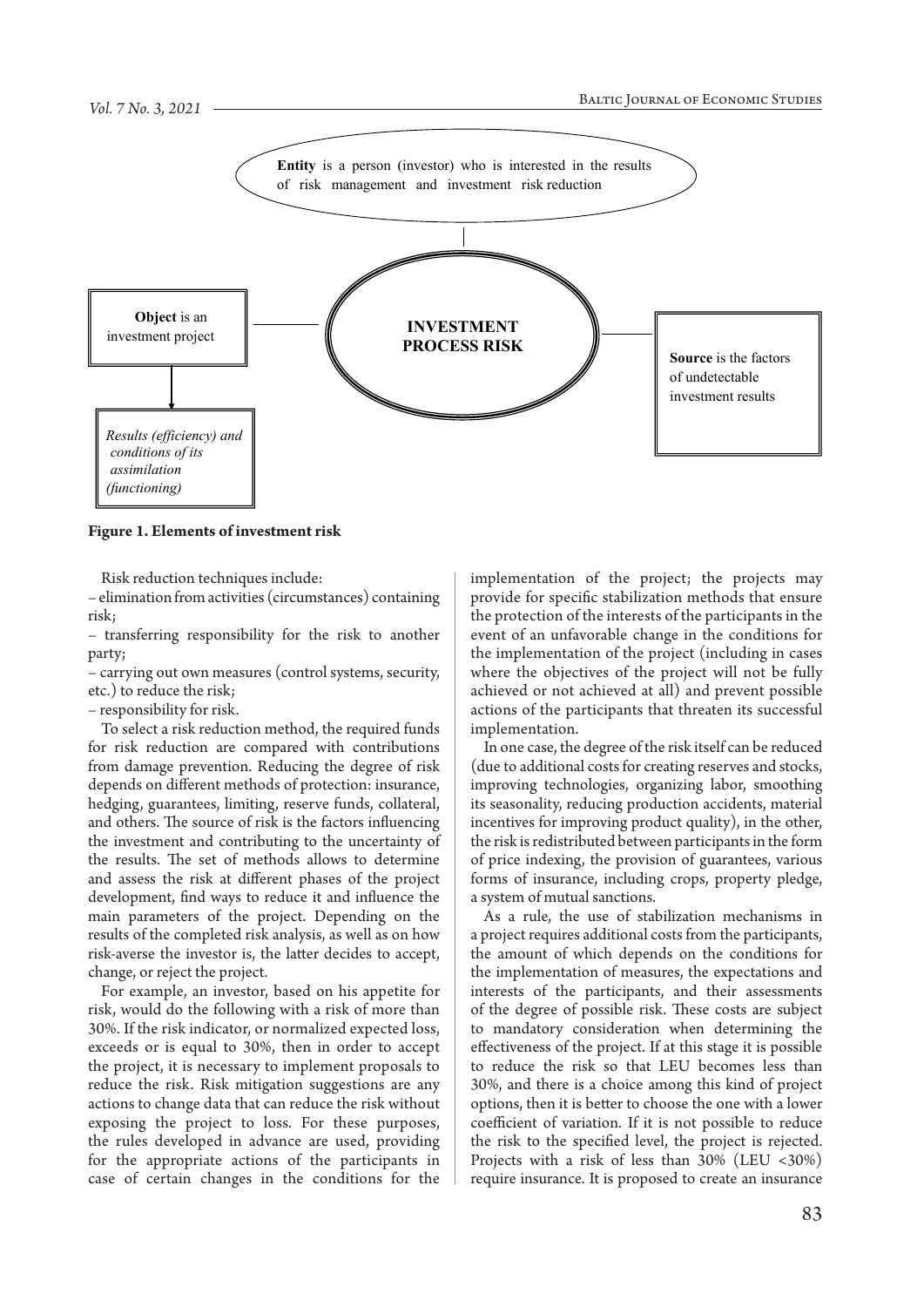**Entity** is a person (investor) who is interested in the results of risk management and investment risk reduction

**INVESTMENT PROCESS RISK**

**Object** is an investment project

*Results (efficiency) and conditions of its assimilation (functioning)*

**Source** is the factors of undetectable investment results

**Figure 1. Elements of investment risk**

Risk reduction techniques include:

– elimination from activities (circumstances) containing risk;

– transferring responsibility for the risk to another party;

– carrying out own measures (control systems, security, etc.) to reduce the risk;

– responsibility for risk.

To select a risk reduction method, the required funds for risk reduction are compared with contributions from damage prevention. Reducing the degree of risk depends on different methods of protection: insurance, hedging, guarantees, limiting, reserve funds, collateral, and others. The source of risk is the factors influencing the investment and contributing to the uncertainty of the results. The set of methods allows to determine and assess the risk at different phases of the project development, find ways to reduce it and influence the main parameters of the project. Depending on the results of the completed risk analysis, as well as on how risk-averse the investor is, the latter decides to accept, change, or reject the project.

For example, an investor, based on his appetite for risk, would do the following with a risk of more than 30%. If the risk indicator, or normalized expected loss, exceeds or is equal to 30%, then in order to accept the project, it is necessary to implement proposals to reduce the risk. Risk mitigation suggestions are any actions to change data that can reduce the risk without exposing the project to loss. For these purposes, the rules developed in advance are used, providing for the appropriate actions of the participants in case of certain changes in the conditions for the implementation of the project; the projects may provide for specific stabilization methods that ensure the protection of the interests of the participants in the event of an unfavorable change in the conditions for the implementation of the project (including in cases where the objectives of the project will not be fully achieved or not achieved at all) and prevent possible actions of the participants that threaten its successful implementation.

In one case, the degree of the risk itself can be reduced (due to additional costs for creating reserves and stocks, improving technologies, organizing labor, smoothing its seasonality, reducing production accidents, material incentives for improving product quality), in the other, the risk is redistributed between participants in the form of price indexing, the provision of guarantees, various forms of insurance, including crops, property pledge, a system of mutual sanctions.

As a rule, the use of stabilization mechanisms in a project requires additional costs from the participants, the amount of which depends on the conditions for the implementation of measures, the expectations and interests of the participants, and their assessments of the degree of possible risk. These costs are subject to mandatory consideration when determining the effectiveness of the project. If at this stage it is possible to reduce the risk so that LEU becomes less than 30%, and there is a choice among this kind of project options, then it is better to choose the one with a lower coefficient of variation. If it is not possible to reduce the risk to the specified level, the project is rejected. Projects with a risk of less than 30% (LEU <30%) require insurance. It is proposed to create an insurance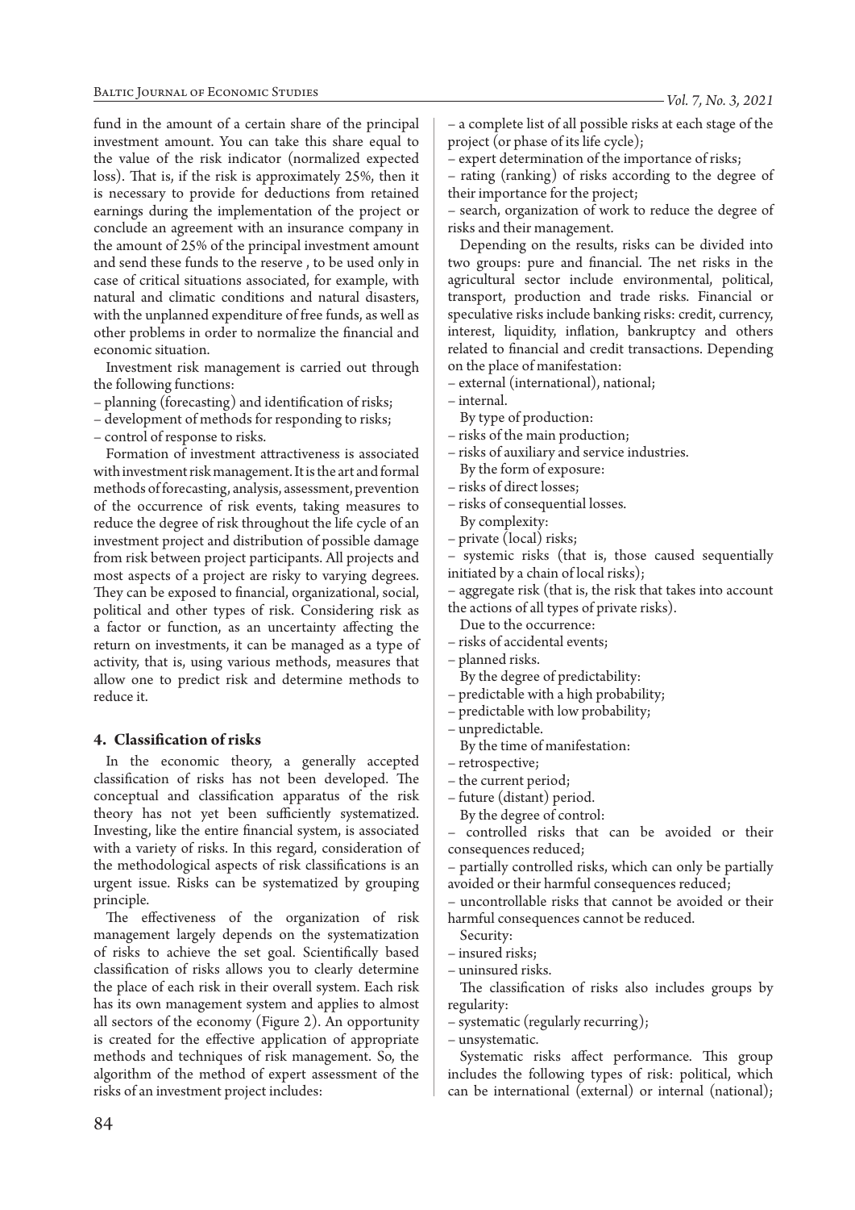fund in the amount of a certain share of the principal investment amount. You can take this share equal to the value of the risk indicator (normalized expected loss). That is, if the risk is approximately 25%, then it is necessary to provide for deductions from retained earnings during the implementation of the project or conclude an agreement with an insurance company in the amount of 25% of the principal investment amount and send these funds to the reserve , to be used only in case of critical situations associated, for example, with natural and climatic conditions and natural disasters, with the unplanned expenditure of free funds, as well as other problems in order to normalize the financial and economic situation.

Investment risk management is carried out through the following functions:

– planning (forecasting) and identification of risks;
– development of methods for responding to risks;
– control of response to risks.

Formation of investment attractiveness is associated with investment risk management. It is the art and formal methods of forecasting, analysis, assessment, prevention of the occurrence of risk events, taking measures to reduce the degree of risk throughout the life cycle of an investment project and distribution of possible damage from risk between project participants. All projects and most aspects of a project are risky to varying degrees. They can be exposed to financial, organizational, social, political and other types of risk. Considering risk as a factor or function, as an uncertainty affecting the return on investments, it can be managed as a type of activity, that is, using various methods, measures that allow one to predict risk and determine methods to reduce it.

## 4. Classification of risks

In the economic theory, a generally accepted classification of risks has not been developed. The conceptual and classification apparatus of the risk theory has not yet been sufficiently systematized. Investing, like the entire financial system, is associated with a variety of risks. In this regard, consideration of the methodological aspects of risk classifications is an urgent issue. Risks can be systematized by grouping principle.

The effectiveness of the organization of risk management largely depends on the systematization of risks to achieve the set goal. Scientifically based classification of risks allows you to clearly determine the place of each risk in their overall system. Each risk has its own management system and applies to almost all sectors of the economy (Figure 2). An opportunity is created for the effective application of appropriate methods and techniques of risk management. So, the algorithm of the method of expert assessment of the risks of an investment project includes:

– a complete list of all possible risks at each stage of the project (or phase of its life cycle);
– expert determination of the importance of risks;
– rating (ranking) of risks according to the degree of their importance for the project;
– search, organization of work to reduce the degree of risks and their management.

Depending on the results, risks can be divided into two groups: pure and financial. The net risks in the agricultural sector include environmental, political, transport, production and trade risks. Financial or speculative risks include banking risks: credit, currency, interest, liquidity, inflation, bankruptcy and others related to financial and credit transactions. Depending on the place of manifestation:

– external (international), national;
– internal.

By type of production:

– risks of the main production;
– risks of auxiliary and service industries.

By the form of exposure:

– risks of direct losses;
– risks of consequential losses.

By complexity:

– private (local) risks;
– systemic risks (that is, those caused sequentially initiated by a chain of local risks);
– aggregate risk (that is, the risk that takes into account the actions of all types of private risks).

Due to the occurrence:

– risks of accidental events;
– planned risks.

By the degree of predictability:

– predictable with a high probability;
– predictable with low probability;
– unpredictable.

By the time of manifestation:

– retrospective;
– the current period;
– future (distant) period.

By the degree of control:

– controlled risks that can be avoided or their consequences reduced;
– partially controlled risks, which can only be partially avoided or their harmful consequences reduced;
– uncontrollable risks that cannot be avoided or their harmful consequences cannot be reduced.

Security:

– insured risks;
– uninsured risks.

The classification of risks also includes groups by regularity:

– systematic (regularly recurring);
– unsystematic.

Systematic risks affect performance. This group includes the following types of risk: political, which can be international (external) or internal (national);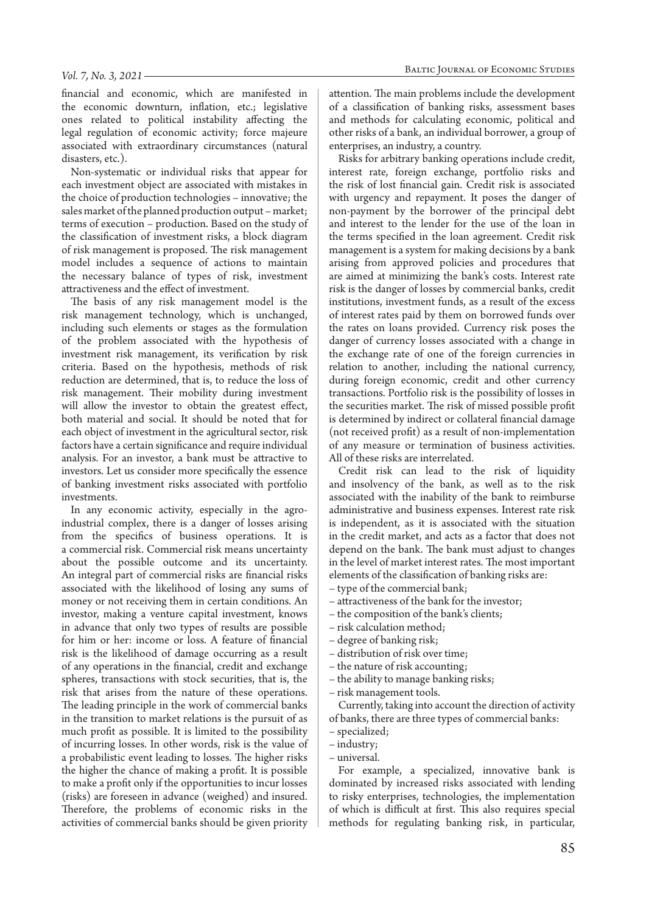financial and economic, which are manifested in the economic downturn, inflation, etc.; legislative ones related to political instability affecting the legal regulation of economic activity; force majeure associated with extraordinary circumstances (natural disasters, etc.).

Non-systematic or individual risks that appear for each investment object are associated with mistakes in the choice of production technologies – innovative; the sales market of the planned production output – market; terms of execution – production. Based on the study of the classification of investment risks, a block diagram of risk management is proposed. The risk management model includes a sequence of actions to maintain the necessary balance of types of risk, investment attractiveness and the effect of investment.

The basis of any risk management model is the risk management technology, which is unchanged, including such elements or stages as the formulation of the problem associated with the hypothesis of investment risk management, its verification by risk criteria. Based on the hypothesis, methods of risk reduction are determined, that is, to reduce the loss of risk management. Their mobility during investment will allow the investor to obtain the greatest effect, both material and social. It should be noted that for each object of investment in the agricultural sector, risk factors have a certain significance and require individual analysis. For an investor, a bank must be attractive to investors. Let us consider more specifically the essence of banking investment risks associated with portfolio investments.

In any economic activity, especially in the agro-industrial complex, there is a danger of losses arising from the specifics of business operations. It is a commercial risk. Commercial risk means uncertainty about the possible outcome and its uncertainty. An integral part of commercial risks are financial risks associated with the likelihood of losing any sums of money or not receiving them in certain conditions. An investor, making a venture capital investment, knows in advance that only two types of results are possible for him or her: income or loss. A feature of financial risk is the likelihood of damage occurring as a result of any operations in the financial, credit and exchange spheres, transactions with stock securities, that is, the risk that arises from the nature of these operations. The leading principle in the work of commercial banks in the transition to market relations is the pursuit of as much profit as possible. It is limited to the possibility of incurring losses. In other words, risk is the value of a probabilistic event leading to losses. The higher risks the higher the chance of making a profit. It is possible to make a profit only if the opportunities to incur losses (risks) are foreseen in advance (weighed) and insured. Therefore, the problems of economic risks in the activities of commercial banks should be given priority attention. The main problems include the development of a classification of banking risks, assessment bases and methods for calculating economic, political and other risks of a bank, an individual borrower, a group of enterprises, an industry, a country.

Risks for arbitrary banking operations include credit, interest rate, foreign exchange, portfolio risks and the risk of lost financial gain. Credit risk is associated with urgency and repayment. It poses the danger of non-payment by the borrower of the principal debt and interest to the lender for the use of the loan in the terms specified in the loan agreement. Credit risk management is a system for making decisions by a bank arising from approved policies and procedures that are aimed at minimizing the bank's costs. Interest rate risk is the danger of losses by commercial banks, credit institutions, investment funds, as a result of the excess of interest rates paid by them on borrowed funds over the rates on loans provided. Currency risk poses the danger of currency losses associated with a change in the exchange rate of one of the foreign currencies in relation to another, including the national currency, during foreign economic, credit and other currency transactions. Portfolio risk is the possibility of losses in the securities market. The risk of missed possible profit is determined by indirect or collateral financial damage (not received profit) as a result of non-implementation of any measure or termination of business activities. All of these risks are interrelated.

Credit risk can lead to the risk of liquidity and insolvency of the bank, as well as to the risk associated with the inability of the bank to reimburse administrative and business expenses. Interest rate risk is independent, as it is associated with the situation in the credit market, and acts as a factor that does not depend on the bank. The bank must adjust to changes in the level of market interest rates. The most important elements of the classification of banking risks are:

– type of the commercial bank;
– attractiveness of the bank for the investor;
– the composition of the bank's clients;
– risk calculation method;
– degree of banking risk;
– distribution of risk over time;
– the nature of risk accounting;
– the ability to manage banking risks;
– risk management tools.

Currently, taking into account the direction of activity of banks, there are three types of commercial banks:

– specialized;
– industry;
– universal.

For example, a specialized, innovative bank is dominated by increased risks associated with lending to risky enterprises, technologies, the implementation of which is difficult at first. This also requires special methods for regulating banking risk, in particular,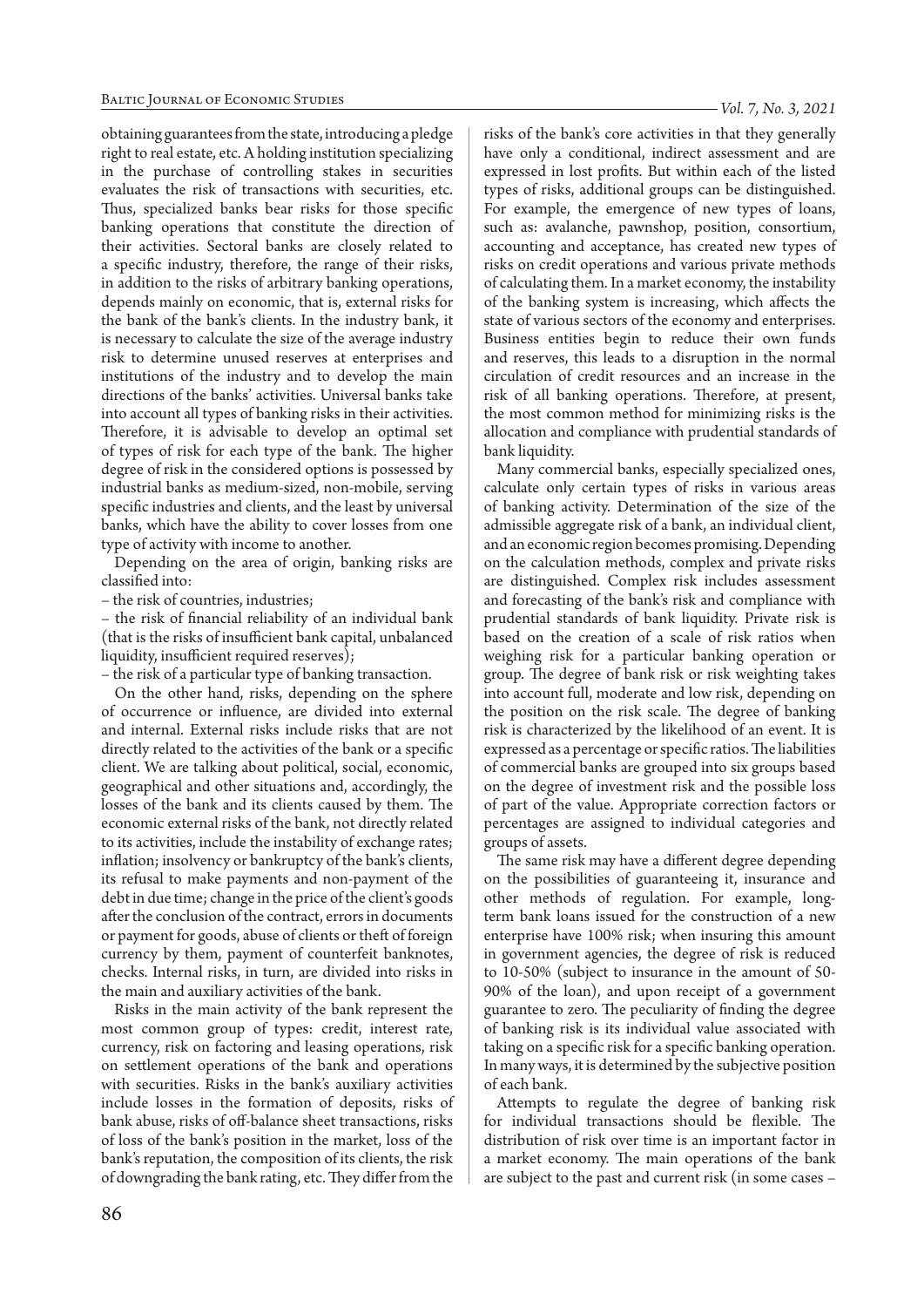obtaining guarantees from the state, introducing a pledge right to real estate, etc. A holding institution specializing in the purchase of controlling stakes in securities evaluates the risk of transactions with securities, etc. Thus, specialized banks bear risks for those specific banking operations that constitute the direction of their activities. Sectoral banks are closely related to a specific industry, therefore, the range of their risks, in addition to the risks of arbitrary banking operations, depends mainly on economic, that is, external risks for the bank of the bank's clients. In the industry bank, it is necessary to calculate the size of the average industry risk to determine unused reserves at enterprises and institutions of the industry and to develop the main directions of the banks' activities. Universal banks take into account all types of banking risks in their activities. Therefore, it is advisable to develop an optimal set of types of risk for each type of the bank. The higher degree of risk in the considered options is possessed by industrial banks as medium-sized, non-mobile, serving specific industries and clients, and the least by universal banks, which have the ability to cover losses from one type of activity with income to another.

Depending on the area of origin, banking risks are classified into:

– the risk of countries, industries;

– the risk of financial reliability of an individual bank (that is the risks of insufficient bank capital, unbalanced liquidity, insufficient required reserves);

– the risk of a particular type of banking transaction.

On the other hand, risks, depending on the sphere of occurrence or influence, are divided into external and internal. External risks include risks that are not directly related to the activities of the bank or a specific client. We are talking about political, social, economic, geographical and other situations and, accordingly, the losses of the bank and its clients caused by them. The economic external risks of the bank, not directly related to its activities, include the instability of exchange rates; inflation; insolvency or bankruptcy of the bank's clients, its refusal to make payments and non-payment of the debt in due time; change in the price of the client's goods after the conclusion of the contract, errors in documents or payment for goods, abuse of clients or theft of foreign currency by them, payment of counterfeit banknotes, checks. Internal risks, in turn, are divided into risks in the main and auxiliary activities of the bank.

Risks in the main activity of the bank represent the most common group of types: credit, interest rate, currency, risk on factoring and leasing operations, risk on settlement operations of the bank and operations with securities. Risks in the bank's auxiliary activities include losses in the formation of deposits, risks of bank abuse, risks of off-balance sheet transactions, risks of loss of the bank's position in the market, loss of the bank's reputation, the composition of its clients, the risk of downgrading the bank rating, etc. They differ from the risks of the bank's core activities in that they generally have only a conditional, indirect assessment and are expressed in lost profits. But within each of the listed types of risks, additional groups can be distinguished. For example, the emergence of new types of loans, such as: avalanche, pawnshop, position, consortium, accounting and acceptance, has created new types of risks on credit operations and various private methods of calculating them. In a market economy, the instability of the banking system is increasing, which affects the state of various sectors of the economy and enterprises. Business entities begin to reduce their own funds and reserves, this leads to a disruption in the normal circulation of credit resources and an increase in the risk of all banking operations. Therefore, at present, the most common method for minimizing risks is the allocation and compliance with prudential standards of bank liquidity.

Many commercial banks, especially specialized ones, calculate only certain types of risks in various areas of banking activity. Determination of the size of the admissible aggregate risk of a bank, an individual client, and an economic region becomes promising. Depending on the calculation methods, complex and private risks are distinguished. Complex risk includes assessment and forecasting of the bank's risk and compliance with prudential standards of bank liquidity. Private risk is based on the creation of a scale of risk ratios when weighing risk for a particular banking operation or group. The degree of bank risk or risk weighting takes into account full, moderate and low risk, depending on the position on the risk scale. The degree of banking risk is characterized by the likelihood of an event. It is expressed as a percentage or specific ratios. The liabilities of commercial banks are grouped into six groups based on the degree of investment risk and the possible loss of part of the value. Appropriate correction factors or percentages are assigned to individual categories and groups of assets.

The same risk may have a different degree depending on the possibilities of guaranteeing it, insurance and other methods of regulation. For example, long-term bank loans issued for the construction of a new enterprise have 100% risk; when insuring this amount in government agencies, the degree of risk is reduced to 10-50% (subject to insurance in the amount of 50-90% of the loan), and upon receipt of a government guarantee to zero. The peculiarity of finding the degree of banking risk is its individual value associated with taking on a specific risk for a specific banking operation. In many ways, it is determined by the subjective position of each bank.

Attempts to regulate the degree of banking risk for individual transactions should be flexible. The distribution of risk over time is an important factor in a market economy. The main operations of the bank are subject to the past and current risk (in some cases –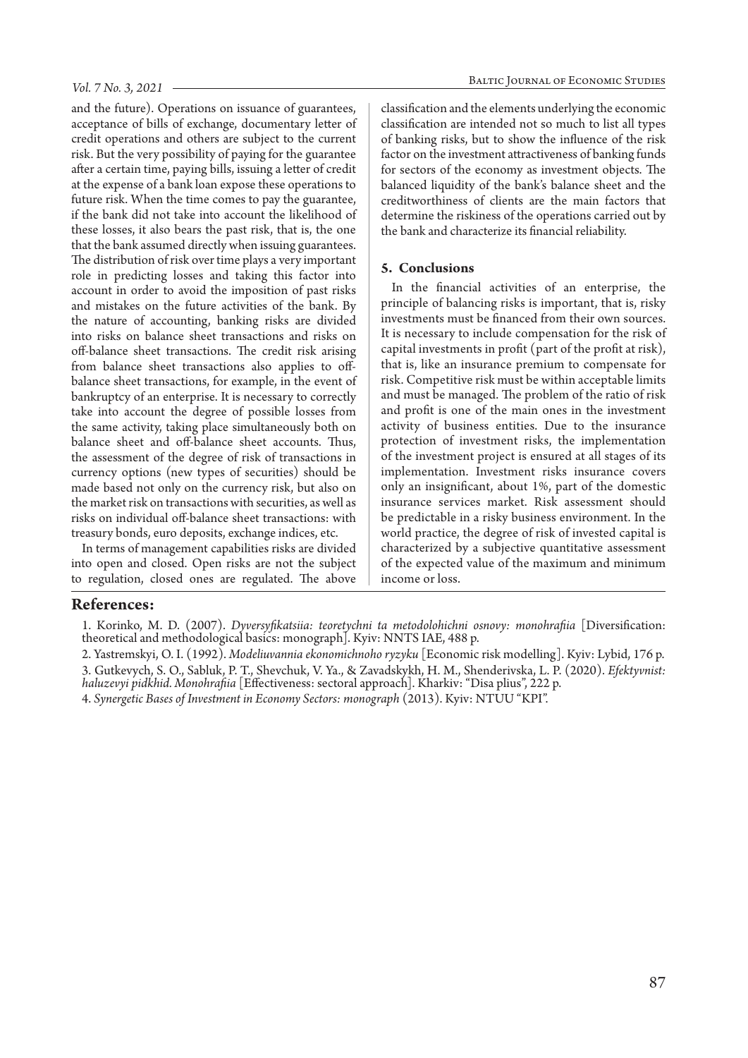and the future). Operations on issuance of guarantees, acceptance of bills of exchange, documentary letter of credit operations and others are subject to the current risk. But the very possibility of paying for the guarantee after a certain time, paying bills, issuing a letter of credit at the expense of a bank loan expose these operations to future risk. When the time comes to pay the guarantee, if the bank did not take into account the likelihood of these losses, it also bears the past risk, that is, the one that the bank assumed directly when issuing guarantees. The distribution of risk over time plays a very important role in predicting losses and taking this factor into account in order to avoid the imposition of past risks and mistakes on the future activities of the bank. By the nature of accounting, banking risks are divided into risks on balance sheet transactions and risks on off-balance sheet transactions. The credit risk arising from balance sheet transactions also applies to off-balance sheet transactions, for example, in the event of bankruptcy of an enterprise. It is necessary to correctly take into account the degree of possible losses from the same activity, taking place simultaneously both on balance sheet and off-balance sheet accounts. Thus, the assessment of the degree of risk of transactions in currency options (new types of securities) should be made based not only on the currency risk, but also on the market risk on transactions with securities, as well as risks on individual off-balance sheet transactions: with treasury bonds, euro deposits, exchange indices, etc.

In terms of management capabilities risks are divided into open and closed. Open risks are not the subject to regulation, closed ones are regulated. The above classification and the elements underlying the economic classification are intended not so much to list all types of banking risks, but to show the influence of the risk factor on the investment attractiveness of banking funds for sectors of the economy as investment objects. The balanced liquidity of the bank's balance sheet and the creditworthiness of clients are the main factors that determine the riskiness of the operations carried out by the bank and characterize its financial reliability.

## 5. Conclusions

In the financial activities of an enterprise, the principle of balancing risks is important, that is, risky investments must be financed from their own sources. It is necessary to include compensation for the risk of capital investments in profit (part of the profit at risk), that is, like an insurance premium to compensate for risk. Competitive risk must be within acceptable limits and must be managed. The problem of the ratio of risk and profit is one of the main ones in the investment activity of business entities. Due to the insurance protection of investment risks, the implementation of the investment project is ensured at all stages of its implementation. Investment risks insurance covers only an insignificant, about 1%, part of the domestic insurance services market. Risk assessment should be predictable in a risky business environment. In the world practice, the degree of risk of invested capital is characterized by a subjective quantitative assessment of the expected value of the maximum and minimum income or loss.

## References:

1. Korinko, M. D. (2007). *Dyversyfikatsiia: teoretychni ta metodolohichni osnovy: monohrafiia* [Diversification: theoretical and methodological basics: monograph]. Kyiv: NNTS IAE, 488 p.

2. Yastremskyi, O. I. (1992). *Modeliuvannia ekonomichnoho ryzyku* [Economic risk modelling]. Kyiv: Lybid, 176 p.

3. Gutkevych, S. O., Sabluk, P. T., Shevchuk, V. Ya., & Zavadskykh, H. M., Shenderivska, L. P. (2020). *Efektyvnist: haluzevyi pidkhid. Monohrafiia* [Effectiveness: sectoral approach]. Kharkiv: "Disa plius", 222 p.

4. *Synergetic Bases of Investment in Economy Sectors: monograph* (2013). Kyiv: NTUU "KPI".